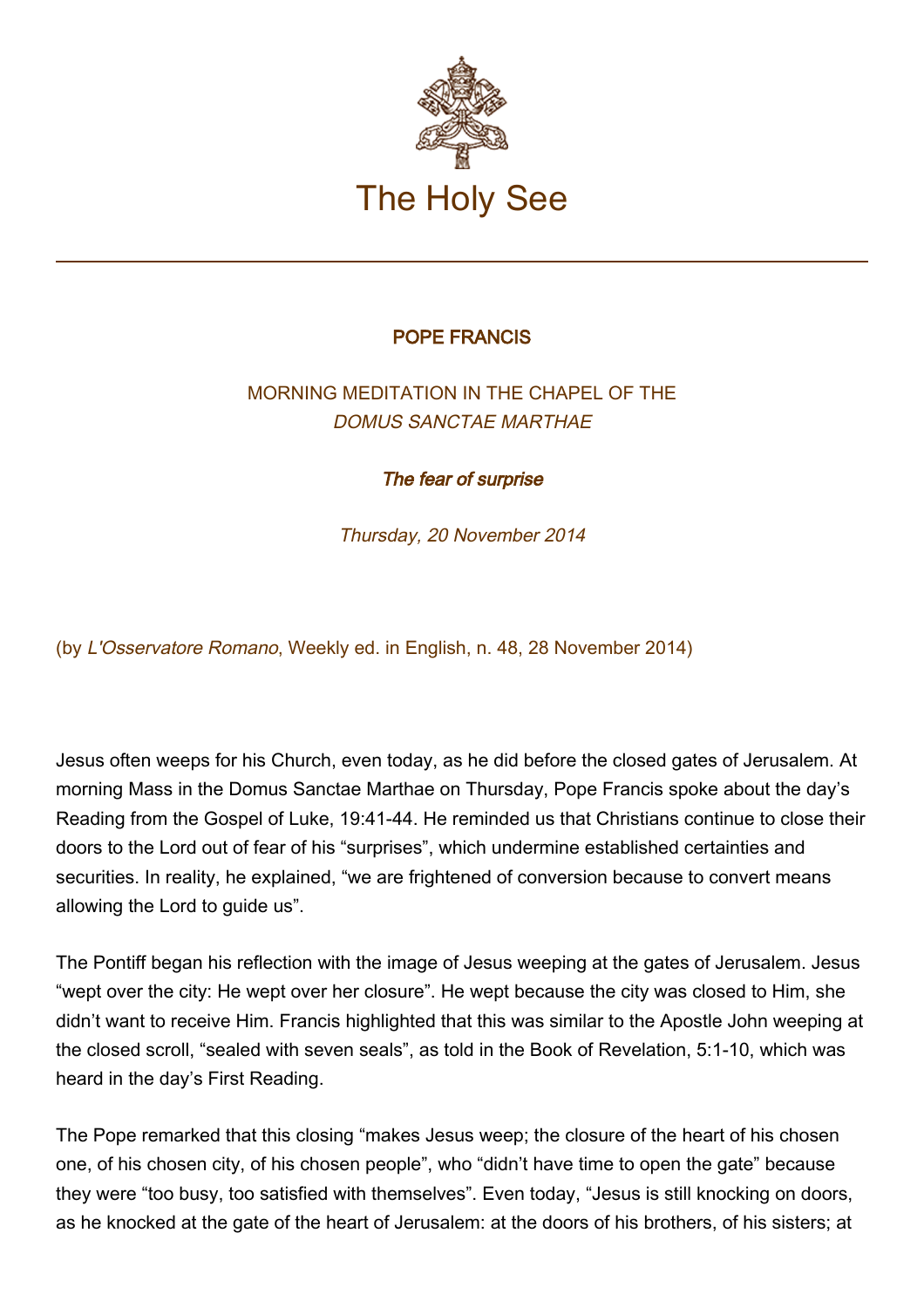# The Holy See

**POPE FRANCIS**

MORNING MEDITATION IN THE CHAPEL OF THE
*DOMUS SANCTAE MARTHAE*

***The fear of surprise***

*Thursday, 20 November 2014*

(by *L'Osservatore Romano*, Weekly ed. in English, n. 48, 28 November 2014)

Jesus often weeps for his Church, even today, as he did before the closed gates of Jerusalem. At morning Mass in the Domus Sanctae Marthae on Thursday, Pope Francis spoke about the day's Reading from the Gospel of Luke, 19:41-44. He reminded us that Christians continue to close their doors to the Lord out of fear of his "surprises", which undermine established certainties and securities. In reality, he explained, "we are frightened of conversion because to convert means allowing the Lord to guide us".

The Pontiff began his reflection with the image of Jesus weeping at the gates of Jerusalem. Jesus "wept over the city: He wept over her closure". He wept because the city was closed to Him, she didn't want to receive Him. Francis highlighted that this was similar to the Apostle John weeping at the closed scroll, "sealed with seven seals", as told in the Book of Revelation, 5:1-10, which was heard in the day's First Reading.

The Pope remarked that this closing "makes Jesus weep; the closure of the heart of his chosen one, of his chosen city, of his chosen people", who "didn't have time to open the gate" because they were "too busy, too satisfied with themselves". Even today, "Jesus is still knocking on doors, as he knocked at the gate of the heart of Jerusalem: at the doors of his brothers, of his sisters; at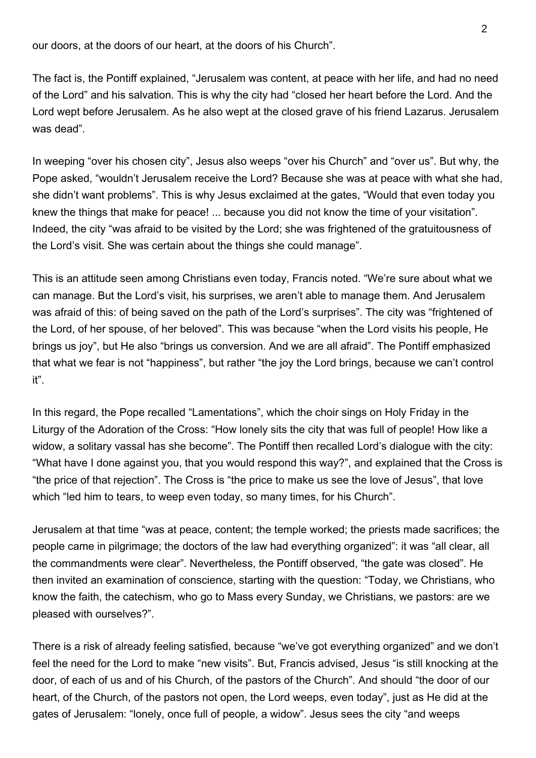our doors, at the doors of our heart, at the doors of his Church".

The fact is, the Pontiff explained, "Jerusalem was content, at peace with her life, and had no need of the Lord" and his salvation. This is why the city had "closed her heart before the Lord. And the Lord wept before Jerusalem. As he also wept at the closed grave of his friend Lazarus. Jerusalem was dead".

In weeping "over his chosen city", Jesus also weeps "over his Church" and "over us". But why, the Pope asked, "wouldn't Jerusalem receive the Lord? Because she was at peace with what she had, she didn't want problems". This is why Jesus exclaimed at the gates, "Would that even today you knew the things that make for peace! ... because you did not know the time of your visitation". Indeed, the city "was afraid to be visited by the Lord; she was frightened of the gratuitousness of the Lord's visit. She was certain about the things she could manage".

This is an attitude seen among Christians even today, Francis noted. "We're sure about what we can manage. But the Lord's visit, his surprises, we aren't able to manage them. And Jerusalem was afraid of this: of being saved on the path of the Lord's surprises". The city was "frightened of the Lord, of her spouse, of her beloved". This was because "when the Lord visits his people, He brings us joy", but He also "brings us conversion. And we are all afraid". The Pontiff emphasized that what we fear is not "happiness", but rather "the joy the Lord brings, because we can't control it".

In this regard, the Pope recalled "Lamentations", which the choir sings on Holy Friday in the Liturgy of the Adoration of the Cross: "How lonely sits the city that was full of people! How like a widow, a solitary vassal has she become". The Pontiff then recalled Lord's dialogue with the city: "What have I done against you, that you would respond this way?", and explained that the Cross is "the price of that rejection". The Cross is "the price to make us see the love of Jesus", that love which "led him to tears, to weep even today, so many times, for his Church".

Jerusalem at that time "was at peace, content; the temple worked; the priests made sacrifices; the people came in pilgrimage; the doctors of the law had everything organized": it was "all clear, all the commandments were clear". Nevertheless, the Pontiff observed, "the gate was closed". He then invited an examination of conscience, starting with the question: "Today, we Christians, who know the faith, the catechism, who go to Mass every Sunday, we Christians, we pastors: are we pleased with ourselves?".

There is a risk of already feeling satisfied, because "we've got everything organized" and we don't feel the need for the Lord to make "new visits". But, Francis advised, Jesus "is still knocking at the door, of each of us and of his Church, of the pastors of the Church". And should "the door of our heart, of the Church, of the pastors not open, the Lord weeps, even today", just as He did at the gates of Jerusalem: "lonely, once full of people, a widow". Jesus sees the city "and weeps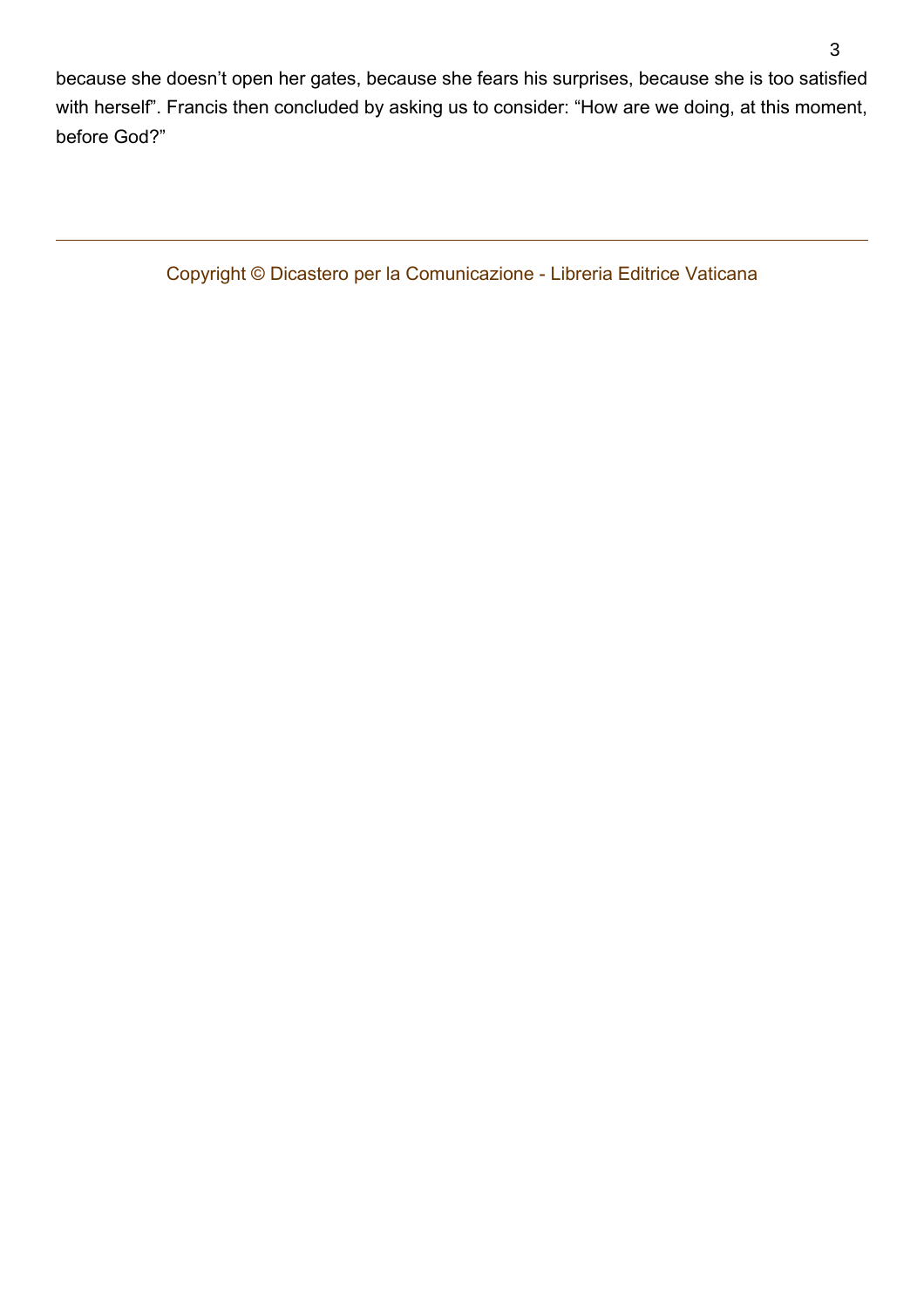because she doesn't open her gates, because she fears his surprises, because she is too satisfied with herself". Francis then concluded by asking us to consider: "How are we doing, at this moment, before God?"

---

Copyright © Dicastero per la Comunicazione - Libreria Editrice Vaticana